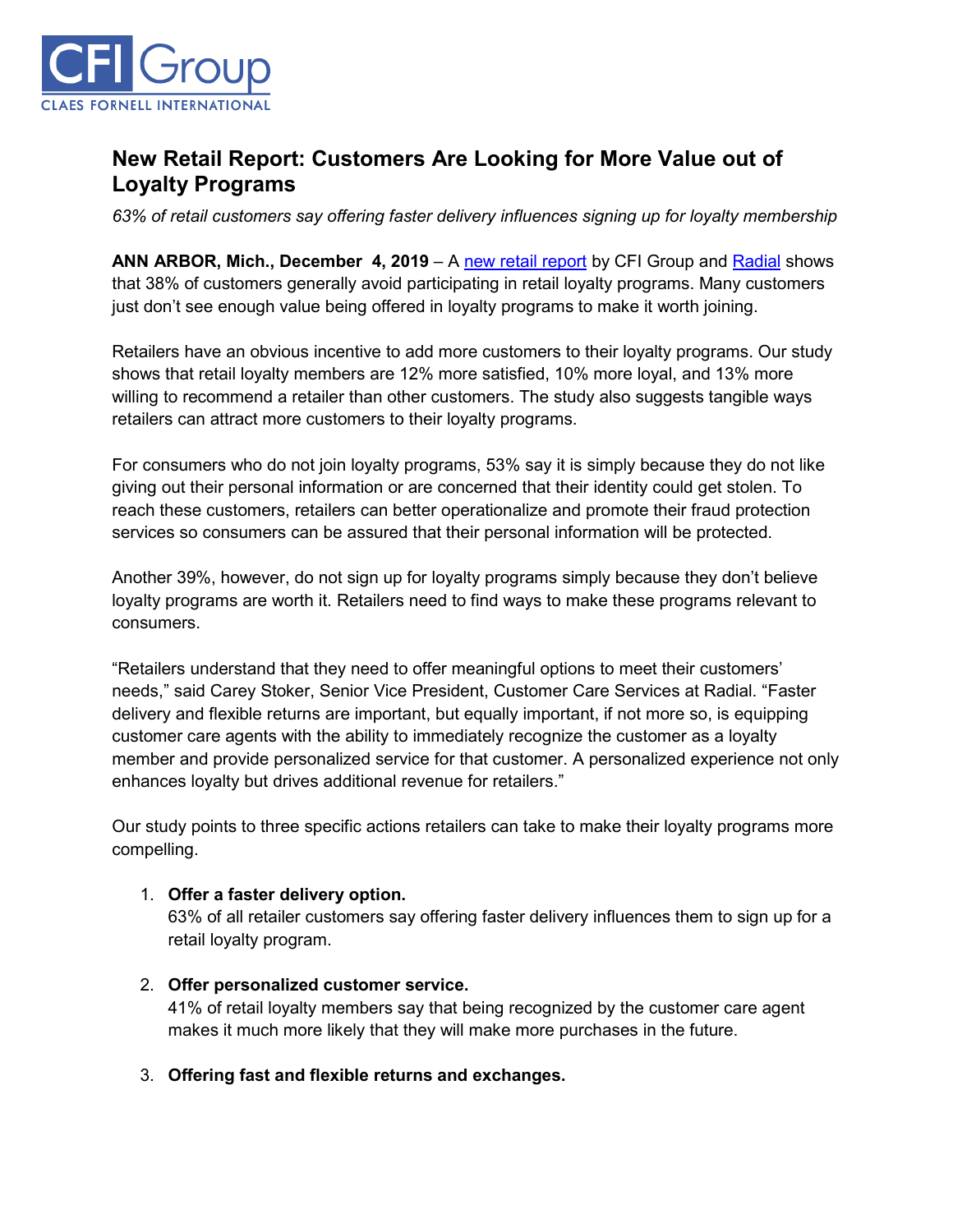CFI Group
CLAES FORNELL INTERNATIONAL

# New Retail Report: Customers Are Looking for More Value out of Loyalty Programs

*63% of retail customers say offering faster delivery influences signing up for loyalty membership*

**ANN ARBOR, Mich., December 4, 2019** – A new retail report by CFI Group and Radial shows that 38% of customers generally avoid participating in retail loyalty programs. Many customers just don't see enough value being offered in loyalty programs to make it worth joining.

Retailers have an obvious incentive to add more customers to their loyalty programs. Our study shows that retail loyalty members are 12% more satisfied, 10% more loyal, and 13% more willing to recommend a retailer than other customers. The study also suggests tangible ways retailers can attract more customers to their loyalty programs.

For consumers who do not join loyalty programs, 53% say it is simply because they do not like giving out their personal information or are concerned that their identity could get stolen. To reach these customers, retailers can better operationalize and promote their fraud protection services so consumers can be assured that their personal information will be protected.

Another 39%, however, do not sign up for loyalty programs simply because they don't believe loyalty programs are worth it. Retailers need to find ways to make these programs relevant to consumers.

"Retailers understand that they need to offer meaningful options to meet their customers' needs," said Carey Stoker, Senior Vice President, Customer Care Services at Radial. "Faster delivery and flexible returns are important, but equally important, if not more so, is equipping customer care agents with the ability to immediately recognize the customer as a loyalty member and provide personalized service for that customer. A personalized experience not only enhances loyalty but drives additional revenue for retailers."

Our study points to three specific actions retailers can take to make their loyalty programs more compelling.

1. **Offer a faster delivery option.**
   63% of all retailer customers say offering faster delivery influences them to sign up for a retail loyalty program.

2. **Offer personalized customer service.**
   41% of retail loyalty members say that being recognized by the customer care agent makes it much more likely that they will make more purchases in the future.

3. **Offering fast and flexible returns and exchanges.**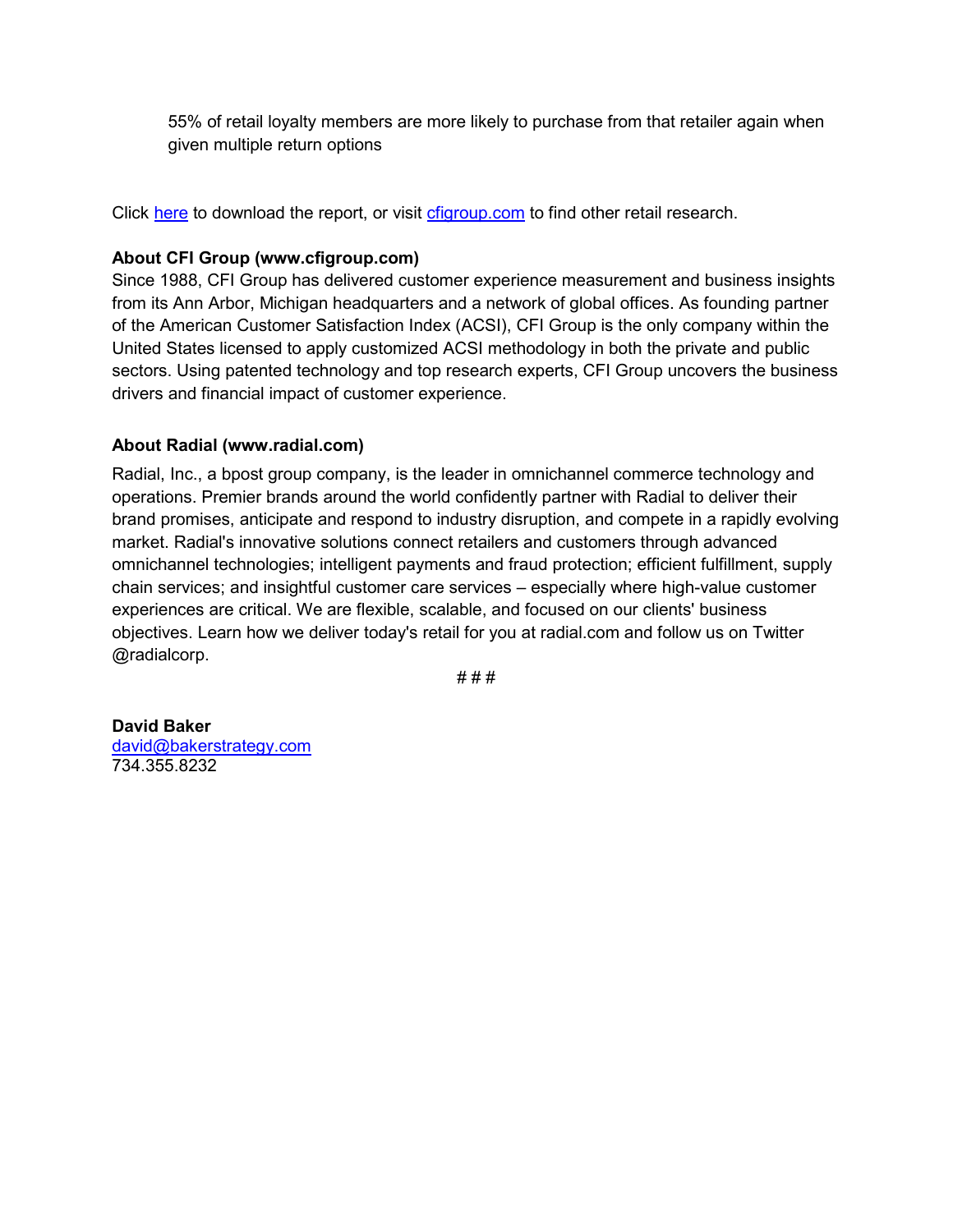55% of retail loyalty members are more likely to purchase from that retailer again when given multiple return options

Click [here]() to download the report, or visit [cfigroup.com]() to find other retail research.

**About CFI Group (www.cfigroup.com)**
Since 1988, CFI Group has delivered customer experience measurement and business insights from its Ann Arbor, Michigan headquarters and a network of global offices. As founding partner of the American Customer Satisfaction Index (ACSI), CFI Group is the only company within the United States licensed to apply customized ACSI methodology in both the private and public sectors. Using patented technology and top research experts, CFI Group uncovers the business drivers and financial impact of customer experience.

**About Radial (www.radial.com)**
Radial, Inc., a bpost group company, is the leader in omnichannel commerce technology and operations. Premier brands around the world confidently partner with Radial to deliver their brand promises, anticipate and respond to industry disruption, and compete in a rapidly evolving market. Radial's innovative solutions connect retailers and customers through advanced omnichannel technologies; intelligent payments and fraud protection; efficient fulfillment, supply chain services; and insightful customer care services – especially where high-value customer experiences are critical. We are flexible, scalable, and focused on our clients' business objectives. Learn how we deliver today's retail for you at radial.com and follow us on Twitter @radialcorp.

# # #

**David Baker**
[david@bakerstrategy.com](mailto:david@bakerstrategy.com)
734.355.8232